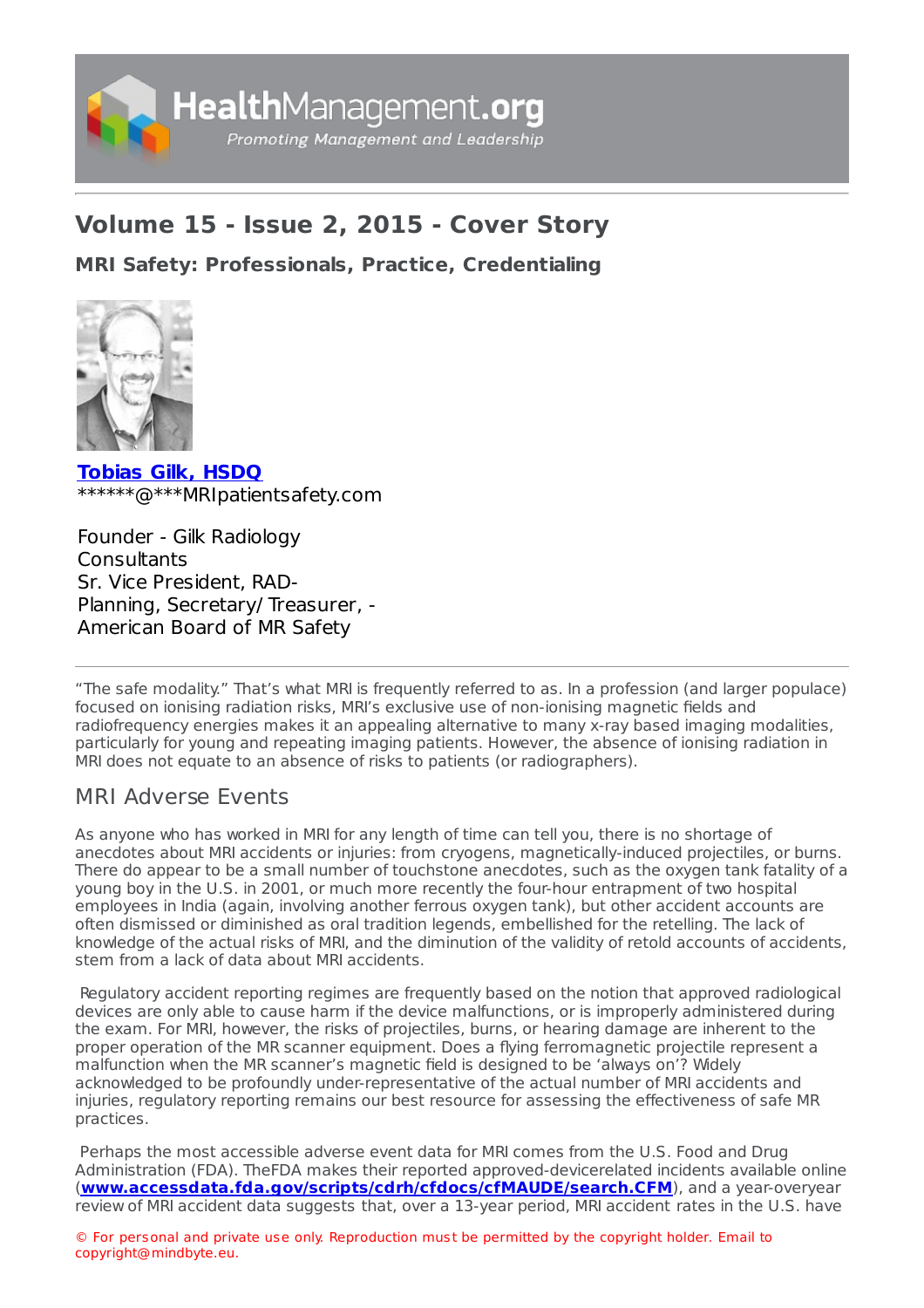# Volume 15 - Issue 2, 2015 - Cover Story

## MRI Safety: Professionals, Practice, Credentialing

**Tobias Gilk, HSDQ**
******@***MRIpatientsafety.com

Founder - Gilk Radiology Consultants
Sr. Vice President, RAD-Planning, Secretary/ Treasurer, - American Board of MR Safety

---

"The safe modality." That's what MRI is frequently referred to as. In a profession (and larger populace) focused on ionising radiation risks, MRI's exclusive use of non-ionising magnetic fields and radiofrequency energies makes it an appealing alternative to many x-ray based imaging modalities, particularly for young and repeating imaging patients. However, the absence of ionising radiation in MRI does not equate to an absence of risks to patients (or radiographers).

## MRI Adverse Events

As anyone who has worked in MRI for any length of time can tell you, there is no shortage of anecdotes about MRI accidents or injuries: from cryogens, magnetically-induced projectiles, or burns. There do appear to be a small number of touchstone anecdotes, such as the oxygen tank fatality of a young boy in the U.S. in 2001, or much more recently the four-hour entrapment of two hospital employees in India (again, involving another ferrous oxygen tank), but other accident accounts are often dismissed or diminished as oral tradition legends, embellished for the retelling. The lack of knowledge of the actual risks of MRI, and the diminution of the validity of retold accounts of accidents, stem from a lack of data about MRI accidents.

Regulatory accident reporting regimes are frequently based on the notion that approved radiological devices are only able to cause harm if the device malfunctions, or is improperly administered during the exam. For MRI, however, the risks of projectiles, burns, or hearing damage are inherent to the proper operation of the MR scanner equipment. Does a flying ferromagnetic projectile represent a malfunction when the MR scanner's magnetic field is designed to be 'always on'? Widely acknowledged to be profoundly under-representative of the actual number of MRI accidents and injuries, regulatory reporting remains our best resource for assessing the effectiveness of safe MR practices.

Perhaps the most accessible adverse event data for MRI comes from the U.S. Food and Drug Administration (FDA). TheFDA makes their reported approved-devicerelated incidents available online (**www.accessdata.fda.gov/scripts/cdrh/cfdocs/cfMAUDE/search.CFM**), and a year-overyear review of MRI accident data suggests that, over a 13-year period, MRI accident rates in the U.S. have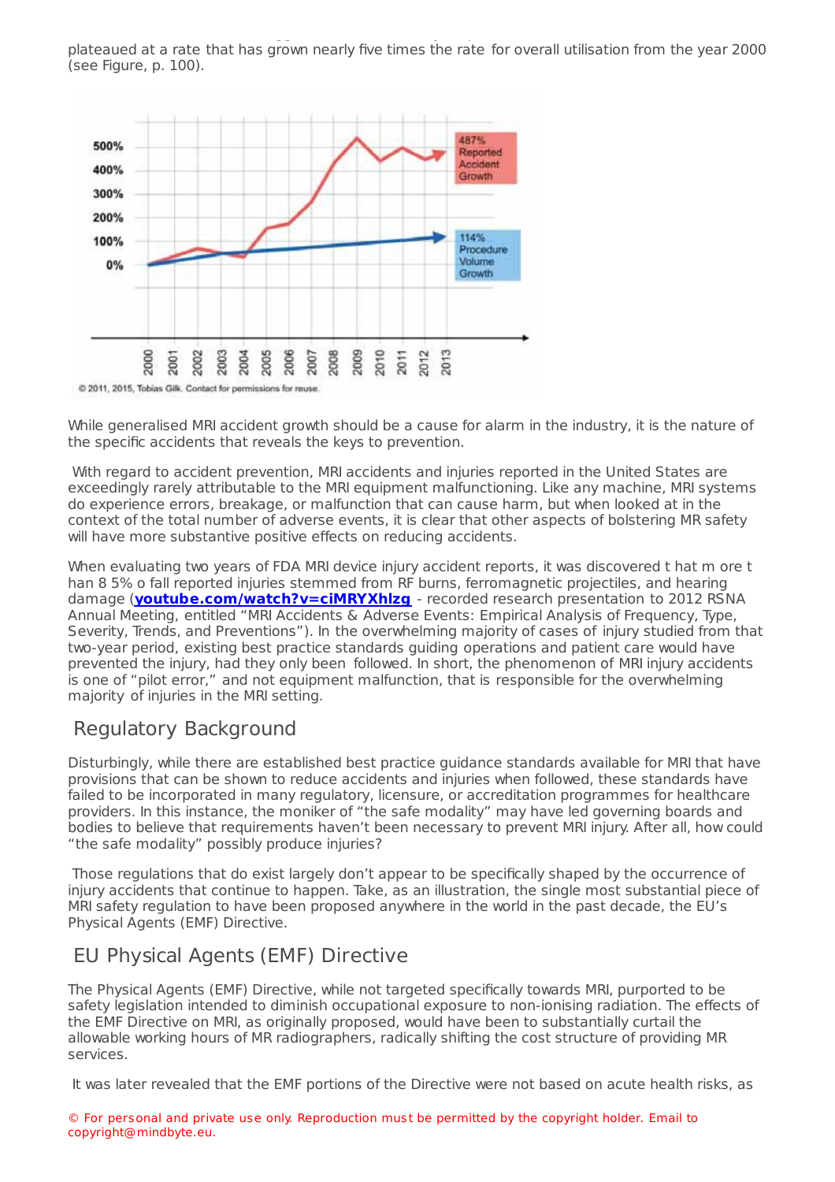plateaued at a rate that has grown nearly five times the rate for overall utilisation from the year 2000 (see Figure, p. 100).

While generalised MRI accident growth should be a cause for alarm in the industry, it is the nature of the specific accidents that reveals the keys to prevention.

With regard to accident prevention, MRI accidents and injuries reported in the United States are exceedingly rarely attributable to the MRI equipment malfunctioning. Like any machine, MRI systems do experience errors, breakage, or malfunction that can cause harm, but when looked at in the context of the total number of adverse events, it is clear that other aspects of bolstering MR safety will have more substantive positive effects on reducing accidents.

When evaluating two years of FDA MRI device injury accident reports, it was discovered that more than 85% of all reported injuries stemmed from RF burns, ferromagnetic projectiles, and hearing damage (**youtube.com/watch?v=ciMRYXhlzg** - recorded research presentation to 2012 RSNA Annual Meeting, entitled "MRI Accidents & Adverse Events: Empirical Analysis of Frequency, Type, Severity, Trends, and Preventions"). In the overwhelming majority of cases of injury studied from that two-year period, existing best practice standards guiding operations and patient care would have prevented the injury, had they only been followed. In short, the phenomenon of MRI injury accidents is one of "pilot error," and not equipment malfunction, that is responsible for the overwhelming majority of injuries in the MRI setting.

## Regulatory Background

Disturbingly, while there are established best practice guidance standards available for MRI that have provisions that can be shown to reduce accidents and injuries when followed, these standards have failed to be incorporated in many regulatory, licensure, or accreditation programmes for healthcare providers. In this instance, the moniker of "the safe modality" may have led governing boards and bodies to believe that requirements haven't been necessary to prevent MRI injury. After all, how could "the safe modality" possibly produce injuries?

Those regulations that do exist largely don't appear to be specifically shaped by the occurrence of injury accidents that continue to happen. Take, as an illustration, the single most substantial piece of MRI safety regulation to have been proposed anywhere in the world in the past decade, the EU's Physical Agents (EMF) Directive.

## EU Physical Agents (EMF) Directive

The Physical Agents (EMF) Directive, while not targeted specifically towards MRI, purported to be safety legislation intended to diminish occupational exposure to non-ionising radiation. The effects of the EMF Directive on MRI, as originally proposed, would have been to substantially curtail the allowable working hours of MR radiographers, radically shifting the cost structure of providing MR services.

It was later revealed that the EMF portions of the Directive were not based on acute health risks, as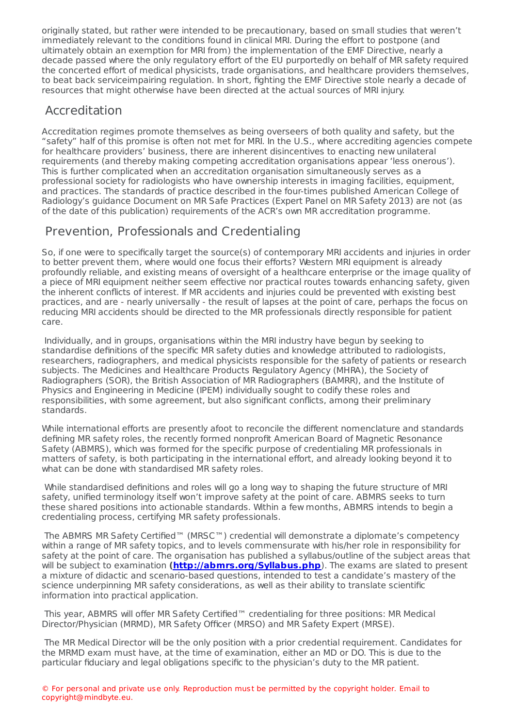originally stated, but rather were intended to be precautionary, based on small studies that weren't immediately relevant to the conditions found in clinical MRI. During the effort to postpone (and ultimately obtain an exemption for MRI from) the implementation of the EMF Directive, nearly a decade passed where the only regulatory effort of the EU purportedly on behalf of MR safety required the concerted effort of medical physicists, trade organisations, and healthcare providers themselves, to beat back serviceimpairing regulation. In short, fighting the EMF Directive stole nearly a decade of resources that might otherwise have been directed at the actual sources of MRI injury.

## Accreditation

Accreditation regimes promote themselves as being overseers of both quality and safety, but the "safety" half of this promise is often not met for MRI. In the U.S., where accrediting agencies compete for healthcare providers' business, there are inherent disincentives to enacting new unilateral requirements (and thereby making competing accreditation organisations appear 'less onerous'). This is further complicated when an accreditation organisation simultaneously serves as a professional society for radiologists who have ownership interests in imaging facilities, equipment, and practices. The standards of practice described in the four-times published American College of Radiology's guidance Document on MR Safe Practices (Expert Panel on MR Safety 2013) are not (as of the date of this publication) requirements of the ACR's own MR accreditation programme.

## Prevention, Professionals and Credentialing

So, if one were to specifically target the source(s) of contemporary MRI accidents and injuries in order to better prevent them, where would one focus their efforts? Western MRI equipment is already profoundly reliable, and existing means of oversight of a healthcare enterprise or the image quality of a piece of MRI equipment neither seem effective nor practical routes towards enhancing safety, given the inherent conflicts of interest. If MR accidents and injuries could be prevented with existing best practices, and are - nearly universally - the result of lapses at the point of care, perhaps the focus on reducing MRI accidents should be directed to the MR professionals directly responsible for patient care.

Individually, and in groups, organisations within the MRI industry have begun by seeking to standardise definitions of the specific MR safety duties and knowledge attributed to radiologists, researchers, radiographers, and medical physicists responsible for the safety of patients or research subjects. The Medicines and Healthcare Products Regulatory Agency (MHRA), the Society of Radiographers (SOR), the British Association of MR Radiographers (BAMRR), and the Institute of Physics and Engineering in Medicine (IPEM) individually sought to codify these roles and responsibilities, with some agreement, but also significant conflicts, among their preliminary standards.

While international efforts are presently afoot to reconcile the different nomenclature and standards defining MR safety roles, the recently formed nonprofit American Board of Magnetic Resonance Safety (ABMRS), which was formed for the specific purpose of credentialing MR professionals in matters of safety, is both participating in the international effort, and already looking beyond it to what can be done with standardised MR safety roles.

While standardised definitions and roles will go a long way to shaping the future structure of MRI safety, unified terminology itself won't improve safety at the point of care. ABMRS seeks to turn these shared positions into actionable standards. Within a few months, ABMRS intends to begin a credentialing process, certifying MR safety professionals.

The ABMRS MR Safety Certified™ (MRSC™) credential will demonstrate a diplomate's competency within a range of MR safety topics, and to levels commensurate with his/her role in responsibility for safety at the point of care. The organisation has published a syllabus/outline of the subject areas that will be subject to examination (**http://abmrs.org/Syllabus.php**). The exams are slated to present a mixture of didactic and scenario-based questions, intended to test a candidate's mastery of the science underpinning MR safety considerations, as well as their ability to translate scientific information into practical application.

This year, ABMRS will offer MR Safety Certified™ credentialing for three positions: MR Medical Director/Physician (MRMD), MR Safety Officer (MRSO) and MR Safety Expert (MRSE).

The MR Medical Director will be the only position with a prior credential requirement. Candidates for the MRMD exam must have, at the time of examination, either an MD or DO. This is due to the particular fiduciary and legal obligations specific to the physician's duty to the MR patient.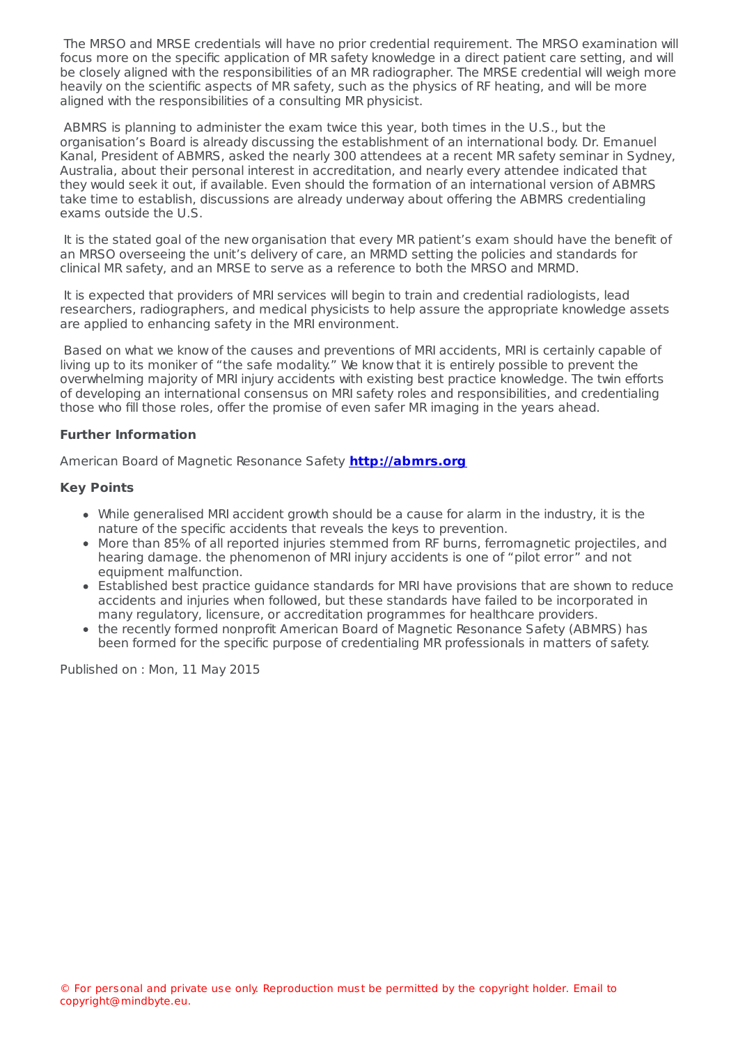The MRSO and MRSE credentials will have no prior credential requirement. The MRSO examination will focus more on the specific application of MR safety knowledge in a direct patient care setting, and will be closely aligned with the responsibilities of an MR radiographer. The MRSE credential will weigh more heavily on the scientific aspects of MR safety, such as the physics of RF heating, and will be more aligned with the responsibilities of a consulting MR physicist.

ABMRS is planning to administer the exam twice this year, both times in the U.S., but the organisation's Board is already discussing the establishment of an international body. Dr. Emanuel Kanal, President of ABMRS, asked the nearly 300 attendees at a recent MR safety seminar in Sydney, Australia, about their personal interest in accreditation, and nearly every attendee indicated that they would seek it out, if available. Even should the formation of an international version of ABMRS take time to establish, discussions are already underway about offering the ABMRS credentialing exams outside the U.S.

It is the stated goal of the new organisation that every MR patient's exam should have the benefit of an MRSO overseeing the unit's delivery of care, an MRMD setting the policies and standards for clinical MR safety, and an MRSE to serve as a reference to both the MRSO and MRMD.

It is expected that providers of MRI services will begin to train and credential radiologists, lead researchers, radiographers, and medical physicists to help assure the appropriate knowledge assets are applied to enhancing safety in the MRI environment.

Based on what we know of the causes and preventions of MRI accidents, MRI is certainly capable of living up to its moniker of "the safe modality." We know that it is entirely possible to prevent the overwhelming majority of MRI injury accidents with existing best practice knowledge. The twin efforts of developing an international consensus on MRI safety roles and responsibilities, and credentialing those who fill those roles, offer the promise of even safer MR imaging in the years ahead.

**Further Information**

American Board of Magnetic Resonance Safety **http://abmrs.org**

**Key Points**

- While generalised MRI accident growth should be a cause for alarm in the industry, it is the nature of the specific accidents that reveals the keys to prevention.
- More than 85% of all reported injuries stemmed from RF burns, ferromagnetic projectiles, and hearing damage. the phenomenon of MRI injury accidents is one of "pilot error" and not equipment malfunction.
- Established best practice guidance standards for MRI have provisions that are shown to reduce accidents and injuries when followed, but these standards have failed to be incorporated in many regulatory, licensure, or accreditation programmes for healthcare providers.
- the recently formed nonprofit American Board of Magnetic Resonance Safety (ABMRS) has been formed for the specific purpose of credentialing MR professionals in matters of safety.

Published on : Mon, 11 May 2015